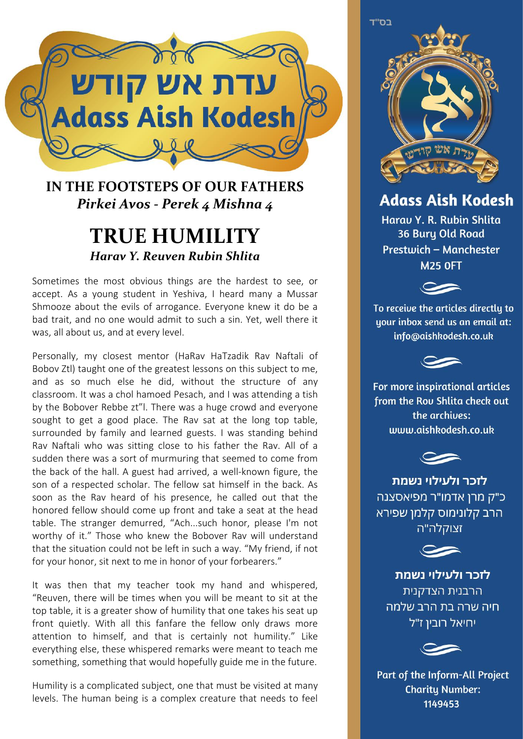# עדת אש קודש
# Adass Aish Kodesh

**IN THE FOOTSTEPS OF OUR FATHERS**
*Pirkei Avos - Perek 4 Mishna 4*

## TRUE HUMILITY

*Harav Y. Reuven Rubin Shlita*

Sometimes the most obvious things are the hardest to see, or accept. As a young student in Yeshiva, I heard many a Mussar Shmooze about the evils of arrogance. Everyone knew it do be a bad trait, and no one would admit to such a sin. Yet, well there it was, all about us, and at every level.

Personally, my closest mentor (HaRav HaTzadik Rav Naftali of Bobov Ztl) taught one of the greatest lessons on this subject to me, and as so much else he did, without the structure of any classroom. It was a chol hamoed Pesach, and I was attending a tish by the Bobover Rebbe zt"l. There was a huge crowd and everyone sought to get a good place. The Rav sat at the long top table, surrounded by family and learned guests. I was standing behind Rav Naftali who was sitting close to his father the Rav. All of a sudden there was a sort of murmuring that seemed to come from the back of the hall. A guest had arrived, a well-known figure, the son of a respected scholar. The fellow sat himself in the back. As soon as the Rav heard of his presence, he called out that the honored fellow should come up front and take a seat at the head table. The stranger demurred, "Ach...such honor, please I'm not worthy of it." Those who knew the Bobover Rav will understand that the situation could not be left in such a way. "My friend, if not for your honor, sit next to me in honor of your forbearers."

It was then that my teacher took my hand and whispered, "Reuven, there will be times when you will be meant to sit at the top table, it is a greater show of humility that one takes his seat up front quietly. With all this fanfare the fellow only draws more attention to himself, and that is certainly not humility." Like everything else, these whispered remarks were meant to teach me something, something that would hopefully guide me in the future.

Humility is a complicated subject, one that must be visited at many levels. The human being is a complex creature that needs to feel

בס"ד

**Adass Aish Kodesh**

Harav Y. R. Rubin Shlita
36 Bury Old Road
Prestwich – Manchester
M25 0FT

To receive the articles directly to your inbox send us an email at: info@aishkodesh.co.uk

For more inspirational articles from the Rov Shlita check out the archives: www.aishkodesh.co.uk

**לזכר ולעילוי נשמת**
כ"ק מרן אדמו"ר מפיאסצנה
הרב קלונימוס קלמן שפירא
זצוקלה"ה

**לזכר ולעילוי נשמת**
הרבנית הצדקנית
חיה שרה בת הרב שלמה
יחיאל רובין ז"ל

Part of the Inform-All Project
Charity Number:
1149453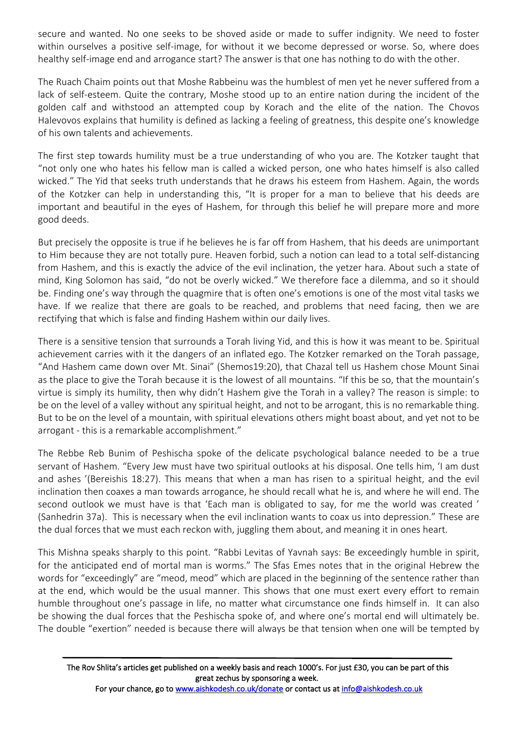secure and wanted. No one seeks to be shoved aside or made to suffer indignity. We need to foster within ourselves a positive self-image, for without it we become depressed or worse. So, where does healthy self-image end and arrogance start? The answer is that one has nothing to do with the other.

The Ruach Chaim points out that Moshe Rabbeinu was the humblest of men yet he never suffered from a lack of self-esteem. Quite the contrary, Moshe stood up to an entire nation during the incident of the golden calf and withstood an attempted coup by Korach and the elite of the nation. The Chovos Halevovos explains that humility is defined as lacking a feeling of greatness, this despite one's knowledge of his own talents and achievements.

The first step towards humility must be a true understanding of who you are. The Kotzker taught that "not only one who hates his fellow man is called a wicked person, one who hates himself is also called wicked." The Yid that seeks truth understands that he draws his esteem from Hashem. Again, the words of the Kotzker can help in understanding this, "It is proper for a man to believe that his deeds are important and beautiful in the eyes of Hashem, for through this belief he will prepare more and more good deeds.

But precisely the opposite is true if he believes he is far off from Hashem, that his deeds are unimportant to Him because they are not totally pure. Heaven forbid, such a notion can lead to a total self-distancing from Hashem, and this is exactly the advice of the evil inclination, the yetzer hara. About such a state of mind, King Solomon has said, "do not be overly wicked." We therefore face a dilemma, and so it should be. Finding one's way through the quagmire that is often one's emotions is one of the most vital tasks we have. If we realize that there are goals to be reached, and problems that need facing, then we are rectifying that which is false and finding Hashem within our daily lives.

There is a sensitive tension that surrounds a Torah living Yid, and this is how it was meant to be. Spiritual achievement carries with it the dangers of an inflated ego. The Kotzker remarked on the Torah passage, "And Hashem came down over Mt. Sinai" (Shemos19:20), that Chazal tell us Hashem chose Mount Sinai as the place to give the Torah because it is the lowest of all mountains. "If this be so, that the mountain's virtue is simply its humility, then why didn't Hashem give the Torah in a valley? The reason is simple: to be on the level of a valley without any spiritual height, and not to be arrogant, this is no remarkable thing. But to be on the level of a mountain, with spiritual elevations others might boast about, and yet not to be arrogant - this is a remarkable accomplishment."

The Rebbe Reb Bunim of Peshischa spoke of the delicate psychological balance needed to be a true servant of Hashem. "Every Jew must have two spiritual outlooks at his disposal. One tells him, 'I am dust and ashes '(Bereishis 18:27). This means that when a man has risen to a spiritual height, and the evil inclination then coaxes a man towards arrogance, he should recall what he is, and where he will end. The second outlook we must have is that 'Each man is obligated to say, for me the world was created ' (Sanhedrin 37a). This is necessary when the evil inclination wants to coax us into depression." These are the dual forces that we must each reckon with, juggling them about, and meaning it in ones heart.

This Mishna speaks sharply to this point. "Rabbi Levitas of Yavnah says: Be exceedingly humble in spirit, for the anticipated end of mortal man is worms." The Sfas Emes notes that in the original Hebrew the words for "exceedingly" are "meod, meod" which are placed in the beginning of the sentence rather than at the end, which would be the usual manner. This shows that one must exert every effort to remain humble throughout one's passage in life, no matter what circumstance one finds himself in. It can also be showing the dual forces that the Peshischa spoke of, and where one's mortal end will ultimately be. The double "exertion" needed is because there will always be that tension when one will be tempted by

The Rov Shlita's articles get published on a weekly basis and reach 1000's. For just £30, you can be part of this great zechus by sponsoring a week.
For your chance, go to www.aishkodesh.co.uk/donate or contact us at info@aishkodesh.co.uk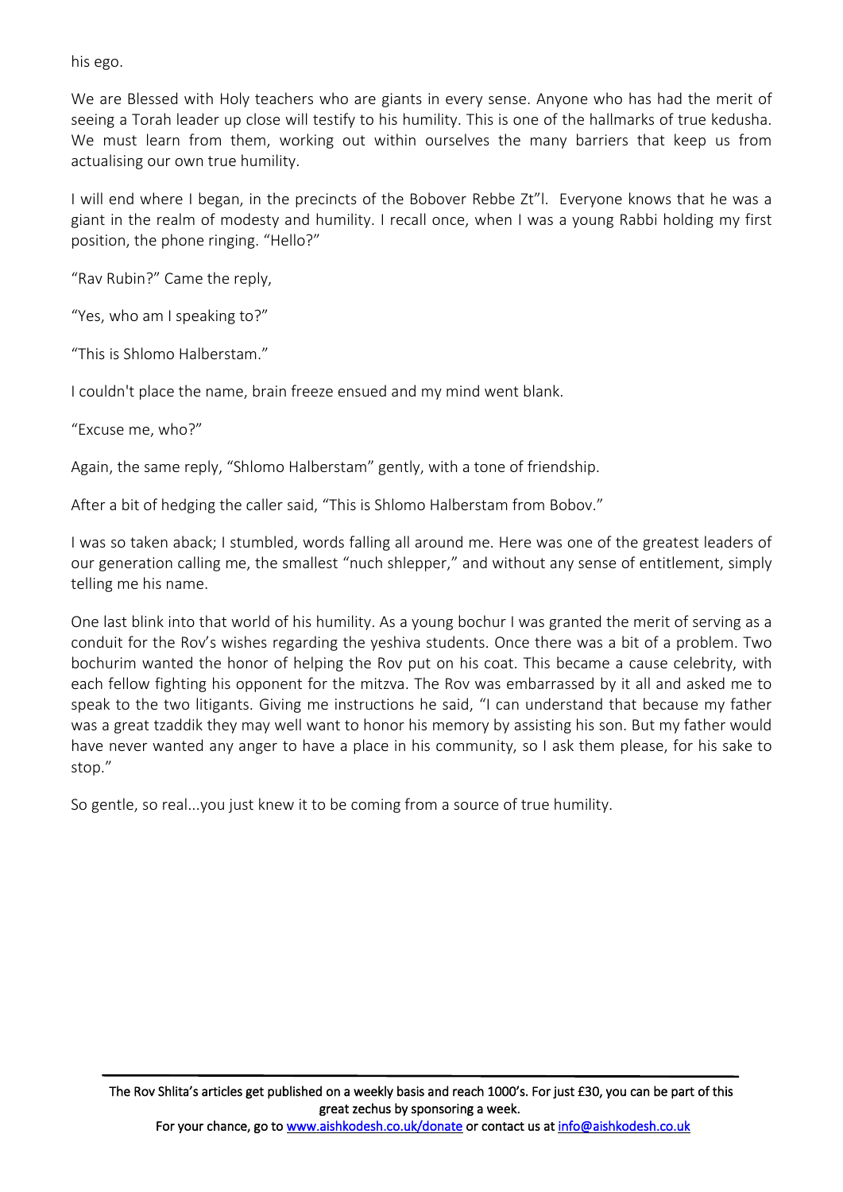his ego.

We are Blessed with Holy teachers who are giants in every sense. Anyone who has had the merit of seeing a Torah leader up close will testify to his humility. This is one of the hallmarks of true kedusha. We must learn from them, working out within ourselves the many barriers that keep us from actualising our own true humility.

I will end where I began, in the precincts of the Bobover Rebbe Zt"l. Everyone knows that he was a giant in the realm of modesty and humility. I recall once, when I was a young Rabbi holding my first position, the phone ringing. "Hello?"

"Rav Rubin?" Came the reply,

"Yes, who am I speaking to?"

"This is Shlomo Halberstam."

I couldn't place the name, brain freeze ensued and my mind went blank.

"Excuse me, who?"

Again, the same reply, "Shlomo Halberstam" gently, with a tone of friendship.

After a bit of hedging the caller said, "This is Shlomo Halberstam from Bobov."

I was so taken aback; I stumbled, words falling all around me. Here was one of the greatest leaders of our generation calling me, the smallest "nuch shlepper," and without any sense of entitlement, simply telling me his name.

One last blink into that world of his humility. As a young bochur I was granted the merit of serving as a conduit for the Rov's wishes regarding the yeshiva students. Once there was a bit of a problem. Two bochurim wanted the honor of helping the Rov put on his coat. This became a cause celebrity, with each fellow fighting his opponent for the mitzva. The Rov was embarrassed by it all and asked me to speak to the two litigants. Giving me instructions he said, "I can understand that because my father was a great tzaddik they may well want to honor his memory by assisting his son. But my father would have never wanted any anger to have a place in his community, so I ask them please, for his sake to stop."

So gentle, so real...you just knew it to be coming from a source of true humility.

---

The Rov Shlita's articles get published on a weekly basis and reach 1000's. For just £30, you can be part of this great zechus by sponsoring a week.
For your chance, go to [www.aishkodesh.co.uk/donate](http://www.aishkodesh.co.uk/donate) or contact us at [info@aishkodesh.co.uk](mailto:info@aishkodesh.co.uk)